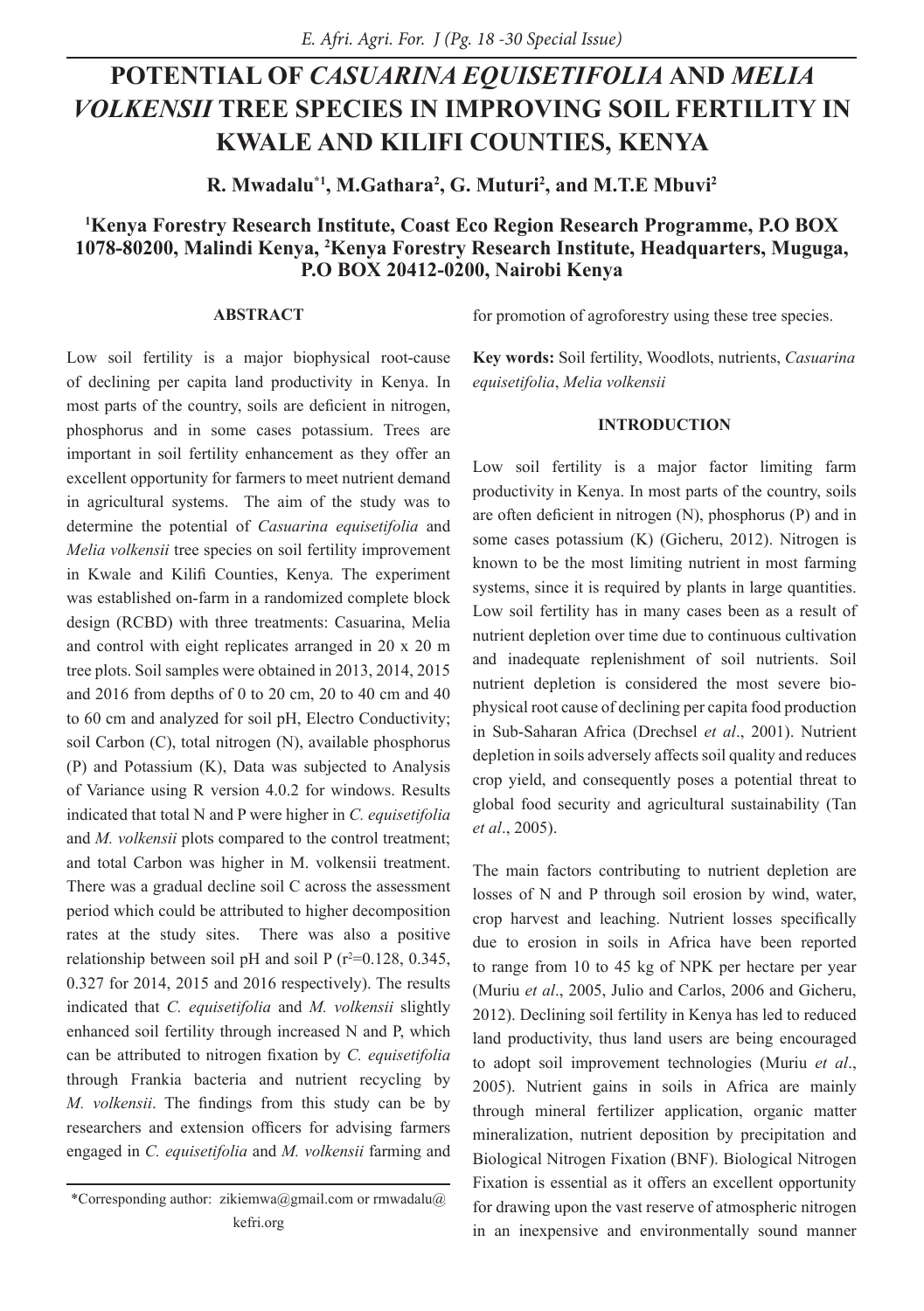# POTENTIAL OF *CASUARINA EQUISETIFOLIA* AND *MELIA VOLKENSII* TREE SPECIES IN IMPROVING SOIL FERTILITY IN KWALE AND KILIFI COUNTIES, KENYA

**R. Mwadalu[*1], M.Gathara[2], G. Muturi[2], and M.T.E Mbuvi[2]**

**[1]Kenya Forestry Research Institute, Coast Eco Region Research Programme, P.O BOX 1078-80200, Malindi Kenya, [2]Kenya Forestry Research Institute, Headquarters, Muguga, P.O BOX 20412-0200, Nairobi Kenya**

## ABSTRACT

Low soil fertility is a major biophysical root-cause of declining per capita land productivity in Kenya. In most parts of the country, soils are deficient in nitrogen, phosphorus and in some cases potassium. Trees are important in soil fertility enhancement as they offer an excellent opportunity for farmers to meet nutrient demand in agricultural systems. The aim of the study was to determine the potential of *Casuarina equisetifolia* and *Melia volkensii* tree species on soil fertility improvement in Kwale and Kilifi Counties, Kenya. The experiment was established on-farm in a randomized complete block design (RCBD) with three treatments: Casuarina, Melia and control with eight replicates arranged in 20 x 20 m tree plots. Soil samples were obtained in 2013, 2014, 2015 and 2016 from depths of 0 to 20 cm, 20 to 40 cm and 40 to 60 cm and analyzed for soil pH, Electro Conductivity; soil Carbon (C), total nitrogen (N), available phosphorus (P) and Potassium (K), Data was subjected to Analysis of Variance using R version 4.0.2 for windows. Results indicated that total N and P were higher in *C. equisetifolia* and *M. volkensii* plots compared to the control treatment; and total Carbon was higher in M. volkensii treatment. There was a gradual decline soil C across the assessment period which could be attributed to higher decomposition rates at the study sites. There was also a positive relationship between soil pH and soil P ($r^2$=0.128, 0.345, 0.327 for 2014, 2015 and 2016 respectively). The results indicated that *C. equisetifolia* and *M. volkensii* slightly enhanced soil fertility through increased N and P, which can be attributed to nitrogen fixation by *C. equisetifolia* through Frankia bacteria and nutrient recycling by *M. volkensii*. The findings from this study can be by researchers and extension officers for advising farmers engaged in *C. equisetifolia* and *M. volkensii* farming and for promotion of agroforestry using these tree species.

**Key words:** Soil fertility, Woodlots, nutrients, *Casuarina equisetifolia*, *Melia volkensii*

## INTRODUCTION

Low soil fertility is a major factor limiting farm productivity in Kenya. In most parts of the country, soils are often deficient in nitrogen (N), phosphorus (P) and in some cases potassium (K) (Gicheru, 2012). Nitrogen is known to be the most limiting nutrient in most farming systems, since it is required by plants in large quantities. Low soil fertility has in many cases been as a result of nutrient depletion over time due to continuous cultivation and inadequate replenishment of soil nutrients. Soil nutrient depletion is considered the most severe bio-physical root cause of declining per capita food production in Sub-Saharan Africa (Drechsel *et al*., 2001). Nutrient depletion in soils adversely affects soil quality and reduces crop yield, and consequently poses a potential threat to global food security and agricultural sustainability (Tan *et al*., 2005).

The main factors contributing to nutrient depletion are losses of N and P through soil erosion by wind, water, crop harvest and leaching. Nutrient losses specifically due to erosion in soils in Africa have been reported to range from 10 to 45 kg of NPK per hectare per year (Muriu *et al*., 2005, Julio and Carlos, 2006 and Gicheru, 2012). Declining soil fertility in Kenya has led to reduced land productivity, thus land users are being encouraged to adopt soil improvement technologies (Muriu *et al*., 2005). Nutrient gains in soils in Africa are mainly through mineral fertilizer application, organic matter mineralization, nutrient deposition by precipitation and Biological Nitrogen Fixation (BNF). Biological Nitrogen Fixation is essential as it offers an excellent opportunity for drawing upon the vast reserve of atmospheric nitrogen in an inexpensive and environmentally sound manner

*Corresponding author: zikiemwa@gmail.com or rmwadalu@kefri.org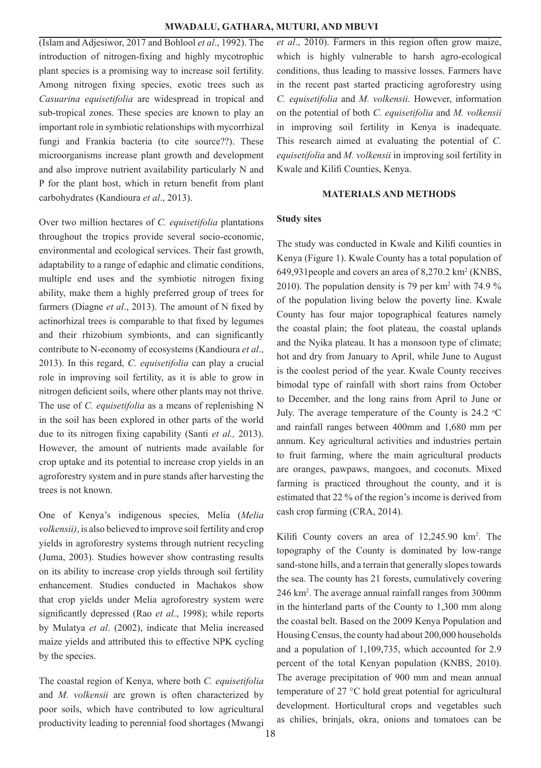(Islam and Adjesiwor, 2017 and Bohlool *et al*., 1992). The introduction of nitrogen-fixing and highly mycotrophic plant species is a promising way to increase soil fertility. Among nitrogen fixing species, exotic trees such as *Casuarina equisetifolia* are widespread in tropical and sub-tropical zones. These species are known to play an important role in symbiotic relationships with mycorrhizal fungi and Frankia bacteria (to cite source??). These microorganisms increase plant growth and development and also improve nutrient availability particularly N and P for the plant host, which in return benefit from plant carbohydrates (Kandioura *et al*., 2013).

Over two million hectares of *C. equisetifolia* plantations throughout the tropics provide several socio-economic, environmental and ecological services. Their fast growth, adaptability to a range of edaphic and climatic conditions, multiple end uses and the symbiotic nitrogen fixing ability, make them a highly preferred group of trees for farmers (Diagne *et al*., 2013). The amount of N fixed by actinorhizal trees is comparable to that fixed by legumes and their rhizobium symbionts, and can significantly contribute to N-economy of ecosystems (Kandioura *et al*., 2013). In this regard, *C. equisetifolia* can play a crucial role in improving soil fertility, as it is able to grow in nitrogen deficient soils, where other plants may not thrive. The use of *C. equisetifolia* as a means of replenishing N in the soil has been explored in other parts of the world due to its nitrogen fixing capability (Santi *et al.,* 2013). However, the amount of nutrients made available for crop uptake and its potential to increase crop yields in an agroforestry system and in pure stands after harvesting the trees is not known.

One of Kenya's indigenous species, Melia (*Melia volkensii)*, is also believed to improve soil fertility and crop yields in agroforestry systems through nutrient recycling (Juma, 2003). Studies however show contrasting results on its ability to increase crop yields through soil fertility enhancement. Studies conducted in Machakos show that crop yields under Melia agroforestry system were significantly depressed (Rao *et al*., 1998); while reports by Mulatya *et al*. (2002), indicate that Melia increased maize yields and attributed this to effective NPK cycling by the species.

The coastal region of Kenya, where both *C. equisetifolia* and *M. volkensii* are grown is often characterized by poor soils, which have contributed to low agricultural productivity leading to perennial food shortages (Mwangi *et al*., 2010). Farmers in this region often grow maize, which is highly vulnerable to harsh agro-ecological conditions, thus leading to massive losses. Farmers have in the recent past started practicing agroforestry using *C. equisetifolia* and *M. volkensii*. However, information on the potential of both *C. equisetifolia* and *M. volkensii* in improving soil fertility in Kenya is inadequate. This research aimed at evaluating the potential of *C. equisetifolia* and *M. volkensii* in improving soil fertility in Kwale and Kilifi Counties, Kenya.

## MATERIALS AND METHODS

### Study sites

The study was conducted in Kwale and Kilifi counties in Kenya (Figure 1). Kwale County has a total population of 649,931people and covers an area of 8,270.2 km$^2$ (KNBS, 2010). The population density is 79 per km$^2$ with 74.9 % of the population living below the poverty line. Kwale County has four major topographical features namely the coastal plain; the foot plateau, the coastal uplands and the Nyika plateau. It has a monsoon type of climate; hot and dry from January to April, while June to August is the coolest period of the year. Kwale County receives bimodal type of rainfall with short rains from October to December, and the long rains from April to June or July. The average temperature of the County is 24.2 $^{o}$C and rainfall ranges between 400mm and 1,680 mm per annum. Key agricultural activities and industries pertain to fruit farming, where the main agricultural products are oranges, pawpaws, mangoes, and coconuts. Mixed farming is practiced throughout the county, and it is estimated that 22 % of the region's income is derived from cash crop farming (CRA, 2014).

Kilifi County covers an area of 12,245.90 km$^2$. The topography of the County is dominated by low-range sand-stone hills, and a terrain that generally slopes towards the sea. The county has 21 forests, cumulatively covering 246 km$^2$. The average annual rainfall ranges from 300mm in the hinterland parts of the County to 1,300 mm along the coastal belt. Based on the 2009 Kenya Population and Housing Census, the county had about 200,000 households and a population of 1,109,735, which accounted for 2.9 percent of the total Kenyan population (KNBS, 2010). The average precipitation of 900 mm and mean annual temperature of 27 °C hold great potential for agricultural development. Horticultural crops and vegetables such as chilies, brinjals, okra, onions and tomatoes can be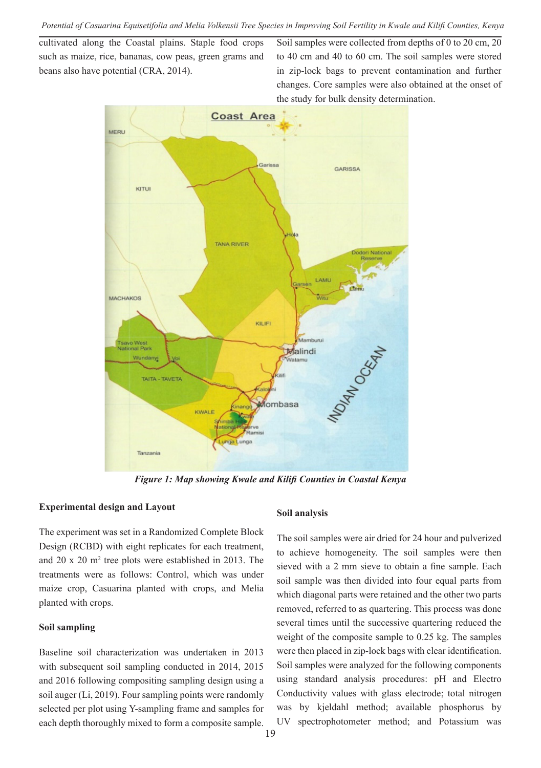cultivated along the Coastal plains. Staple food crops such as maize, rice, bananas, cow peas, green grams and beans also have potential (CRA, 2014).

***Figure 1: Map showing Kwale and Kilifi Counties in Coastal Kenya***

**Experimental design and Layout**

The experiment was set in a Randomized Complete Block Design (RCBD) with eight replicates for each treatment, and 20 x 20 $m^2$ tree plots were established in 2013. The treatments were as follows: Control, which was under maize crop, Casuarina planted with crops, and Melia planted with crops.

**Soil sampling**

Baseline soil characterization was undertaken in 2013 with subsequent soil sampling conducted in 2014, 2015 and 2016 following compositing sampling design using a soil auger (Li, 2019). Four sampling points were randomly selected per plot using Y-sampling frame and samples for each depth thoroughly mixed to form a composite sample. Soil samples were collected from depths of 0 to 20 cm, 20 to 40 cm and 40 to 60 cm. The soil samples were stored in zip-lock bags to prevent contamination and further changes. Core samples were also obtained at the onset of the study for bulk density determination.

**Soil analysis**

The soil samples were air dried for 24 hour and pulverized to achieve homogeneity. The soil samples were then sieved with a 2 mm sieve to obtain a fine sample. Each soil sample was then divided into four equal parts from which diagonal parts were retained and the other two parts removed, referred to as quartering. This process was done several times until the successive quartering reduced the weight of the composite sample to 0.25 kg. The samples were then placed in zip-lock bags with clear identification. Soil samples were analyzed for the following components using standard analysis procedures: pH and Electro Conductivity values with glass electrode; total nitrogen was by kjeldahl method; available phosphorus by UV spectrophotometer method; and Potassium was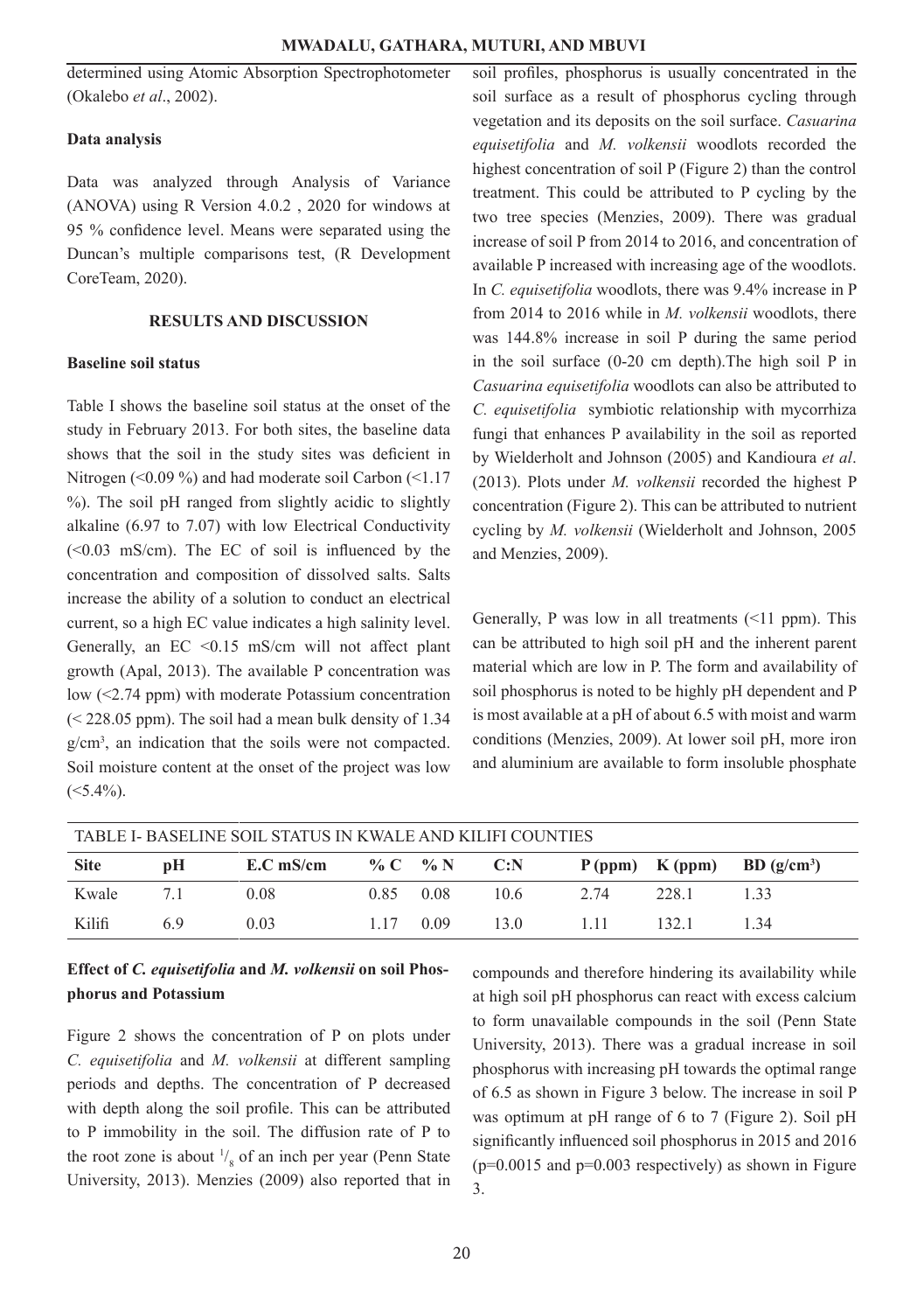determined using Atomic Absorption Spectrophotometer (Okalebo *et al*., 2002).

**Data analysis**

Data was analyzed through Analysis of Variance (ANOVA) using R Version 4.0.2 , 2020 for windows at 95 % confidence level. Means were separated using the Duncan's multiple comparisons test, (R Development CoreTeam, 2020).

## RESULTS AND DISCUSSION

**Baseline soil status**

Table I shows the baseline soil status at the onset of the study in February 2013. For both sites, the baseline data shows that the soil in the study sites was deficient in Nitrogen (<0.09 %) and had moderate soil Carbon (<1.17 %). The soil pH ranged from slightly acidic to slightly alkaline (6.97 to 7.07) with low Electrical Conductivity (<0.03 mS/cm). The EC of soil is influenced by the concentration and composition of dissolved salts. Salts increase the ability of a solution to conduct an electrical current, so a high EC value indicates a high salinity level. Generally, an EC <0.15 mS/cm will not affect plant growth (Apal, 2013). The available P concentration was low (<2.74 ppm) with moderate Potassium concentration (< 228.05 ppm). The soil had a mean bulk density of 1.34 g/cm³, an indication that the soils were not compacted. Soil moisture content at the onset of the project was low (<5.4%).

TABLE I- BASELINE SOIL STATUS IN KWALE AND KILIFI COUNTIES

| Site | pH | E.C mS/cm | % C | % N | C:N | P (ppm) | K (ppm) | BD (g/cm³) |
|---|---|---|---|---|---|---|---|---|
| Kwale | 7.1 | 0.08 | 0.85 | 0.08 | 10.6 | 2.74 | 228.1 | 1.33 |
| Kilifi | 6.9 | 0.03 | 1.17 | 0.09 | 13.0 | 1.11 | 132.1 | 1.34 |

**Effect of *C. equisetifolia* and *M. volkensii* on soil Phosphorus and Potassium**

Figure 2 shows the concentration of P on plots under *C. equisetifolia* and *M. volkensii* at different sampling periods and depths. The concentration of P decreased with depth along the soil profile. This can be attributed to P immobility in the soil. The diffusion rate of P to the root zone is about $^1/_8$ of an inch per year (Penn State University, 2013). Menzies (2009) also reported that in soil profiles, phosphorus is usually concentrated in the soil surface as a result of phosphorus cycling through vegetation and its deposits on the soil surface. *Casuarina equisetifolia* and *M. volkensii* woodlots recorded the highest concentration of soil P (Figure 2) than the control treatment. This could be attributed to P cycling by the two tree species (Menzies, 2009). There was gradual increase of soil P from 2014 to 2016, and concentration of available P increased with increasing age of the woodlots. In *C. equisetifolia* woodlots, there was 9.4% increase in P from 2014 to 2016 while in *M. volkensii* woodlots, there was 144.8% increase in soil P during the same period in the soil surface (0-20 cm depth).The high soil P in *Casuarina equisetifolia* woodlots can also be attributed to *C. equisetifolia* symbiotic relationship with mycorrhiza fungi that enhances P availability in the soil as reported by Wielderholt and Johnson (2005) and Kandioura *et al*. (2013). Plots under *M. volkensii* recorded the highest P concentration (Figure 2). This can be attributed to nutrient cycling by *M. volkensii* (Wielderholt and Johnson, 2005 and Menzies, 2009).

Generally, P was low in all treatments (<11 ppm). This can be attributed to high soil pH and the inherent parent material which are low in P. The form and availability of soil phosphorus is noted to be highly pH dependent and P is most available at a pH of about 6.5 with moist and warm conditions (Menzies, 2009). At lower soil pH, more iron and aluminium are available to form insoluble phosphate compounds and therefore hindering its availability while at high soil pH phosphorus can react with excess calcium to form unavailable compounds in the soil (Penn State University, 2013). There was a gradual increase in soil phosphorus with increasing pH towards the optimal range of 6.5 as shown in Figure 3 below. The increase in soil P was optimum at pH range of 6 to 7 (Figure 2). Soil pH significantly influenced soil phosphorus in 2015 and 2016 ($p=0.0015$ and $p=0.003$ respectively) as shown in Figure 3.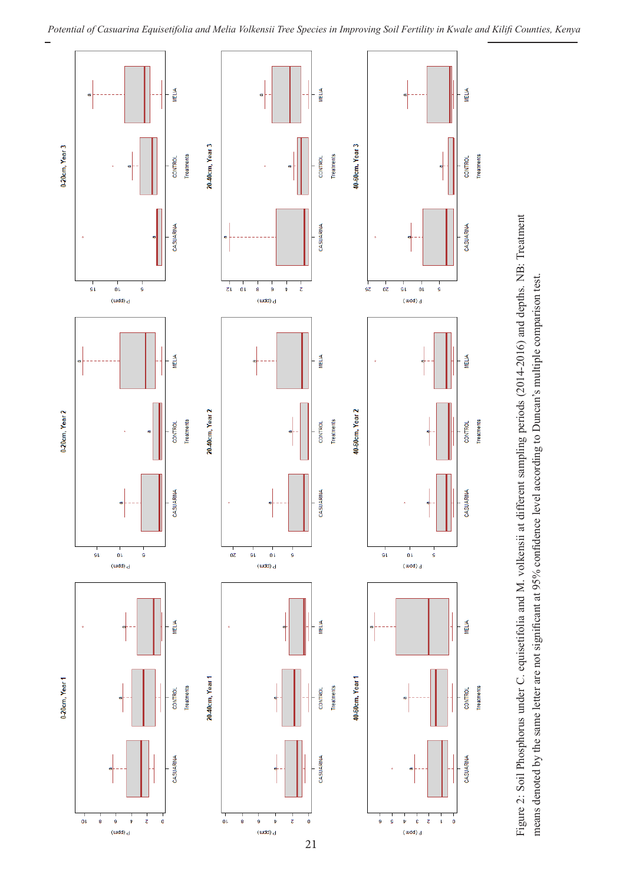0-20cm, Year 1

P (ppm)

10 8 6 4 2 0

a a a

CASUARINA CONTROL MELIA

Treatments

0-20cm, Year 2

P (ppm)

15 10 5

a a a

CASUARINA CONTROL MELIA

Treatments

0-20cm, Year 3

P (ppm)

15 10 5

a a a

CASUARINA CONTROL MELIA

Treatments

20-40cm, Year 1

P (ppm)

10 8 6 4 2 0

a a a

CASUARINA CONTROL MELIA

Treatments

20-40cm, Year 2

P (ppm)

20 15 10 5

a a a

CASUARINA CONTROL MELIA

Treatments

20-40cm, Year 3

P (ppm)

12 10 8 6 4 2

a a a

CASUARINA CONTROL MELIA

Treatments

40-60cm, Year 1

P (ppm)

6 5 4 3 2 1 0

a a a

CASUARINA CONTROL MELIA

Treatments

40-60cm, Year 2

P (ppm)

15 10 5

a a a

CASUARINA CONTROL MELIA

Treatments

40-60cm, Year 3

P (ppm)

25 20 15 10 5

a a a

CASUARINA CONTROL MELIA

Treatments

Figure 2: Soil Phosphorus under C. equisetifolia and M. volkensii at different sampling periods (2014-2016) and depths. NB: Treatment means denoted by the same letter are not significant at 95% confidence level according to Duncan's multiple comparison test.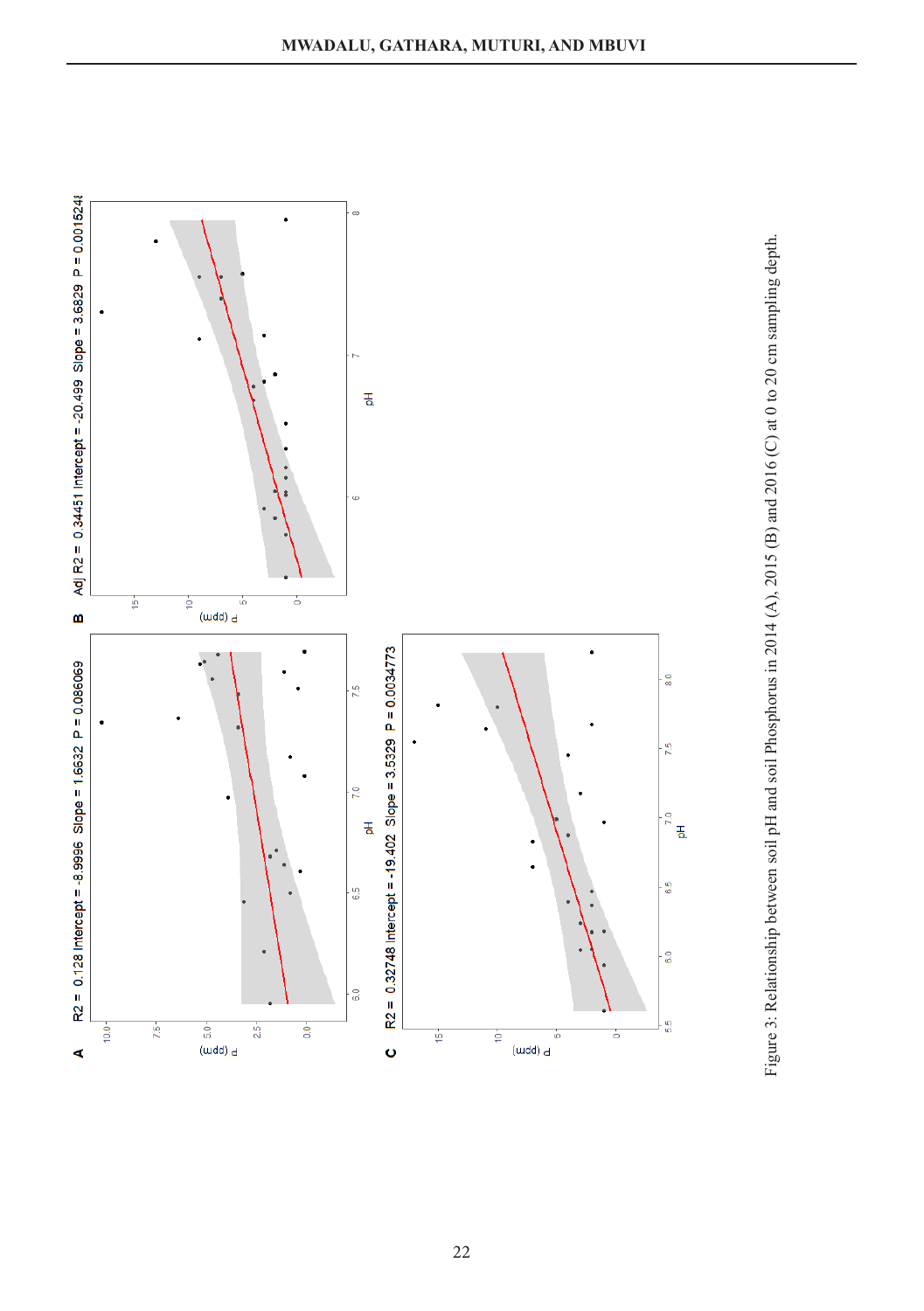A

R2 = 0.128 Intercept = -8.9996 Slope = 1.6632 P = 0.086069

P (ppm)

10.0
7.5
5.0
2.5
0.0

6.0
6.5
7.0
7.5

pH

B

Adj R2 = 0.34451 Intercept = -20.499 Slope = 3.6829 P = 0.001524

P (ppm)

15
10
5
0

6
7
8

pH

C

R2 = 0.32748 Intercept = -19.402 Slope = 3.5329 P = 0.0034773

P (ppm)

15
10
5
0

5.5
6.0
6.5
7.0
7.5
8.0

pH

Figure 3: Relationship between soil pH and soil Phosphorus in 2014 (A), 2015 (B) and 2016 (C) at 0 to 20 cm sampling depth.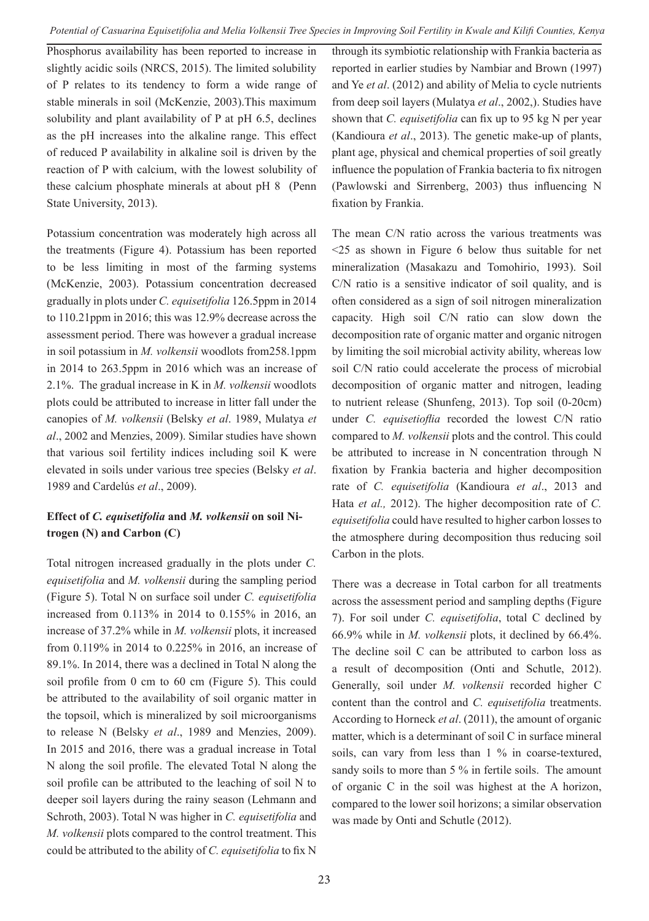Phosphorus availability has been reported to increase in slightly acidic soils (NRCS, 2015). The limited solubility of P relates to its tendency to form a wide range of stable minerals in soil (McKenzie, 2003).This maximum solubility and plant availability of P at pH 6.5, declines as the pH increases into the alkaline range. This effect of reduced P availability in alkaline soil is driven by the reaction of P with calcium, with the lowest solubility of these calcium phosphate minerals at about pH 8 (Penn State University, 2013).

Potassium concentration was moderately high across all the treatments (Figure 4). Potassium has been reported to be less limiting in most of the farming systems (McKenzie, 2003). Potassium concentration decreased gradually in plots under *C. equisetifolia* 126.5ppm in 2014 to 110.21ppm in 2016; this was 12.9% decrease across the assessment period. There was however a gradual increase in soil potassium in *M. volkensii* woodlots from258.1ppm in 2014 to 263.5ppm in 2016 which was an increase of 2.1%. The gradual increase in K in *M. volkensii* woodlots plots could be attributed to increase in litter fall under the canopies of *M. volkensii* (Belsky *et al*. 1989, Mulatya *et al*., 2002 and Menzies, 2009). Similar studies have shown that various soil fertility indices including soil K were elevated in soils under various tree species (Belsky *et al*. 1989 and Cardelús *et al*., 2009).

## Effect of *C. equisetifolia* and *M. volkensii* on soil Nitrogen (N) and Carbon (C)

Total nitrogen increased gradually in the plots under *C. equisetifolia* and *M. volkensii* during the sampling period (Figure 5). Total N on surface soil under *C. equisetifolia* increased from 0.113% in 2014 to 0.155% in 2016, an increase of 37.2% while in *M. volkensii* plots, it increased from 0.119% in 2014 to 0.225% in 2016, an increase of 89.1%. In 2014, there was a declined in Total N along the soil profile from 0 cm to 60 cm (Figure 5). This could be attributed to the availability of soil organic matter in the topsoil, which is mineralized by soil microorganisms to release N (Belsky *et al*., 1989 and Menzies, 2009). In 2015 and 2016, there was a gradual increase in Total N along the soil profile. The elevated Total N along the soil profile can be attributed to the leaching of soil N to deeper soil layers during the rainy season (Lehmann and Schroth, 2003). Total N was higher in *C. equisetifolia* and *M. volkensii* plots compared to the control treatment. This could be attributed to the ability of *C. equisetifolia* to fix N through its symbiotic relationship with Frankia bacteria as reported in earlier studies by Nambiar and Brown (1997) and Ye *et al*. (2012) and ability of Melia to cycle nutrients from deep soil layers (Mulatya *et al*., 2002,). Studies have shown that *C. equisetifolia* can fix up to 95 kg N per year (Kandioura *et al*., 2013). The genetic make-up of plants, plant age, physical and chemical properties of soil greatly influence the population of Frankia bacteria to fix nitrogen (Pawlowski and Sirrenberg, 2003) thus influencing N fixation by Frankia.

The mean C/N ratio across the various treatments was <25 as shown in Figure 6 below thus suitable for net mineralization (Masakazu and Tomohirio, 1993). Soil C/N ratio is a sensitive indicator of soil quality, and is often considered as a sign of soil nitrogen mineralization capacity. High soil C/N ratio can slow down the decomposition rate of organic matter and organic nitrogen by limiting the soil microbial activity ability, whereas low soil C/N ratio could accelerate the process of microbial decomposition of organic matter and nitrogen, leading to nutrient release (Shunfeng, 2013). Top soil (0-20cm) under *C. equisetioflia* recorded the lowest C/N ratio compared to *M. volkensii* plots and the control. This could be attributed to increase in N concentration through N fixation by Frankia bacteria and higher decomposition rate of *C. equisetifolia* (Kandioura *et al*., 2013 and Hata *et al.,* 2012). The higher decomposition rate of *C. equisetifolia* could have resulted to higher carbon losses to the atmosphere during decomposition thus reducing soil Carbon in the plots.

There was a decrease in Total carbon for all treatments across the assessment period and sampling depths (Figure 7). For soil under *C. equisetifolia*, total C declined by 66.9% while in *M. volkensii* plots, it declined by 66.4%. The decline soil C can be attributed to carbon loss as a result of decomposition (Onti and Schutle, 2012). Generally, soil under *M. volkensii* recorded higher C content than the control and *C. equisetifolia* treatments. According to Horneck *et al*. (2011), the amount of organic matter, which is a determinant of soil C in surface mineral soils, can vary from less than 1 % in coarse-textured, sandy soils to more than 5 % in fertile soils. The amount of organic C in the soil was highest at the A horizon, compared to the lower soil horizons; a similar observation was made by Onti and Schutle (2012).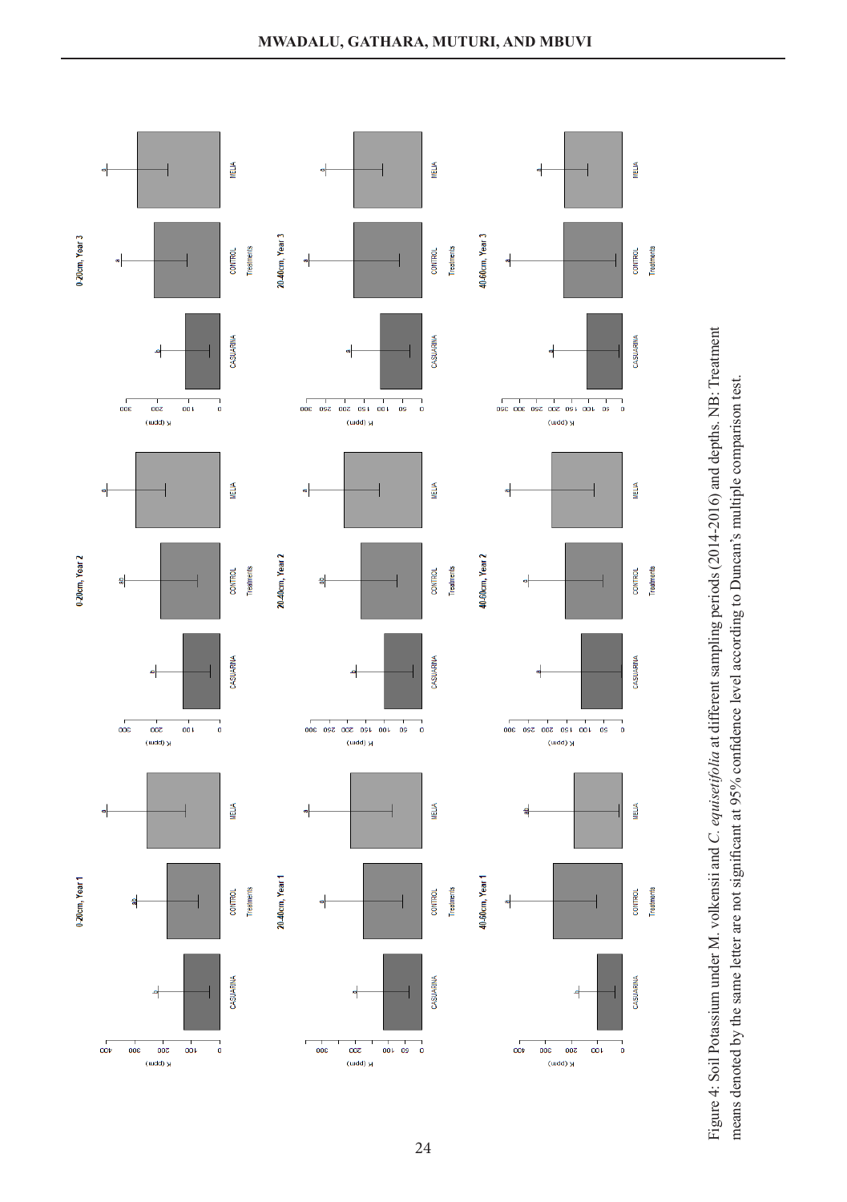Figure 4: Soil Potassium under M. volkensii and *C. equisetifolia* at different sampling periods (2014-2016) and depths. NB: Treatment means denoted by the same letter are not significant at 95% confidence level according to Duncan's multiple comparison test.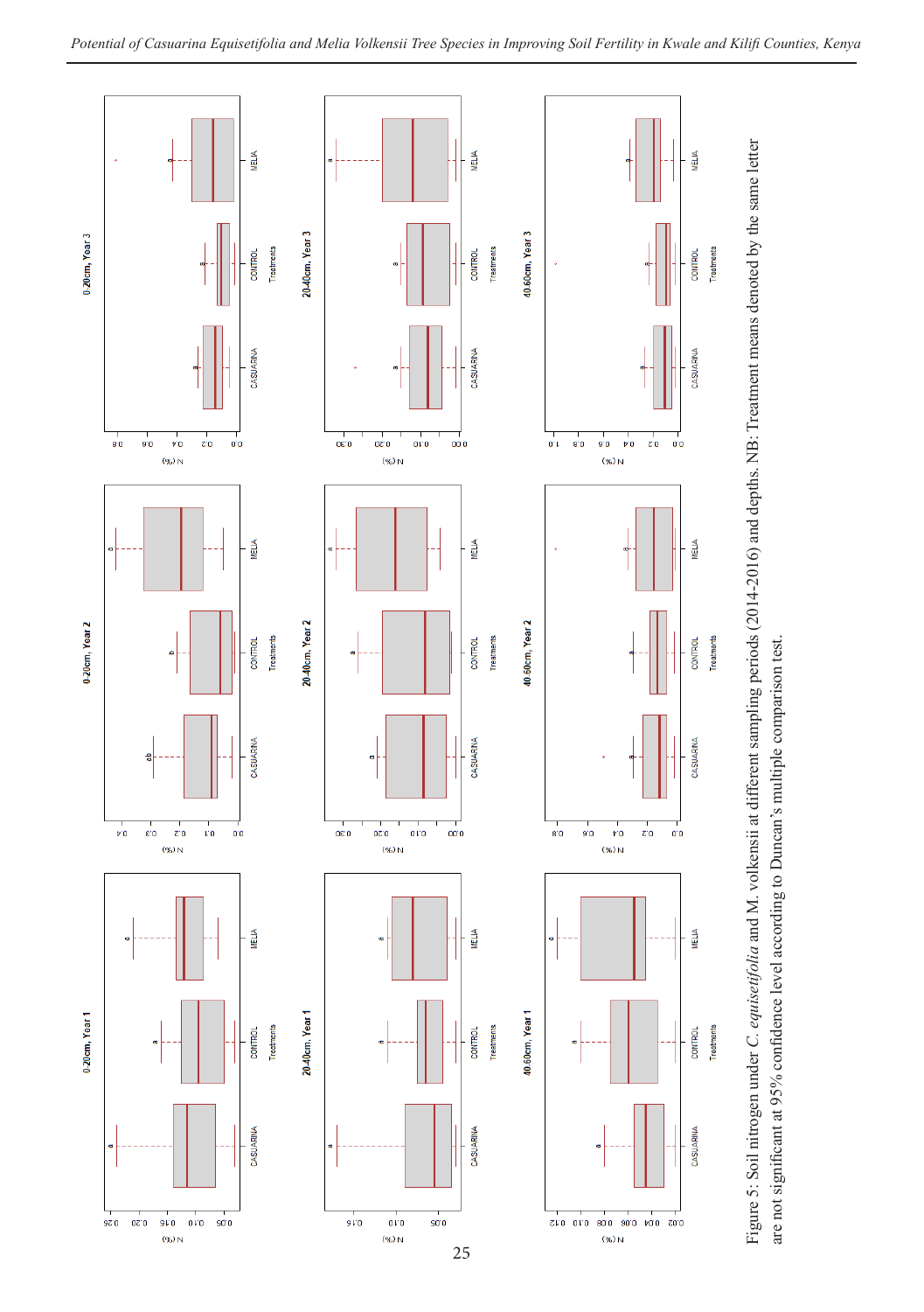0-20cm, Year 1

N (%)

0.05 0.10 0.15 0.20 0.25

a a a

CASUARINA CONTROL MELIA

Treatments

20-40cm, Year 1

N (%)

0.05 0.10 0.15

a a a

CASUARINA CONTROL MELIA

Treatments

40-60cm, Year 1

N (%)

0.02 0.04 0.06 0.08 0.10 0.12

a a a

CASUARINA CONTROL MELIA

Treatments

0-20cm, Year 2

N (%)

0.0 0.1 0.2 0.3 0.4

ab b a

CASUARINA CONTROL MELIA

Treatments

20-40cm, Year 2

N (%)

0.00 0.10 0.20 0.30

a a a

CASUARINA CONTROL MELIA

Treatments

40-60cm, Year 2

N (%)

0.0 0.2 0.4 0.6 0.8

a a a

CASUARINA CONTROL MELIA

Treatments

0-20cm, Year 3

N (%)

0.0 0.2 0.4 0.6 0.8

a a a

CASUARINA CONTROL MELIA

Treatments

20-40cm, Year 3

N (%)

0.00 0.10 0.20 0.30

a a a

CASUARINA CONTROL MELIA

Treatments

40-60cm, Year 3

N (%)

0.0 0.2 0.4 0.6 0.8 1.0

a a a

CASUARINA CONTROL MELIA

Treatments

Figure 5: Soil nitrogen under *C. equisetifolia* and M. volkensii at different sampling periods (2014-2016) and depths. NB: Treatment means denoted by the same letter are not significant at 95% confidence level according to Duncan's multiple comparison test.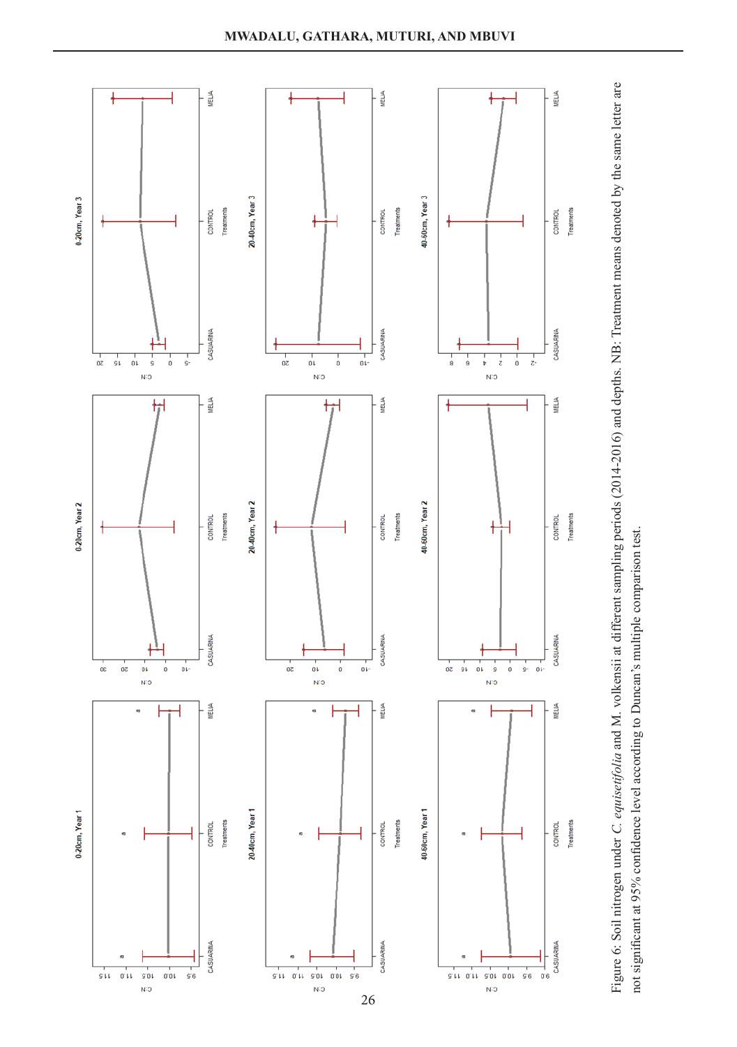0-20cm, Year 1

C:N

11.5
11.0
10.5
10.0
9.5

a a a

CASUARINA CONTROL MELIA

Treatments

0-20cm, Year 2

C:N

30
20
10
0
-10

CASUARINA CONTROL MELIA

Treatments

0-20cm, Year 3

C:N

20
15
10
5
0
-5

CASUARINA CONTROL MELIA

Treatments

20-40cm, Year 1

C:N

11.5
11.0
10.5
10.0
9.5

a a a

CASUARINA CONTROL MELIA

Treatments

20-40cm, Year 2

C:N

20
10
0
-10

CASUARINA CONTROL MELIA

Treatments

20-40cm, Year 3

C:N

20
10
0
-10

CASUARINA CONTROL MELIA

Treatments

40-60cm, Year 1

C:N

11.5
11.0
10.5
10.0
9.5
9.0

a a a

CASUARINA CONTROL MELIA

Treatments

40-60cm, Year 2

C:N

20
15
10
5
0
-5
-10

CASUARINA CONTROL MELIA

Treatments

40-60cm, Year 3

C:N

8
6
4
2
0
-2

CASUARINA CONTROL MELIA

Treatments

Figure 6: Soil nitrogen under *C. equisetifolia* and M. volkensii at different sampling periods (2014-2016) and depths. NB: Treatment means denoted by the same letter are not significant at 95% confidence level according to Duncan's multiple comparison test.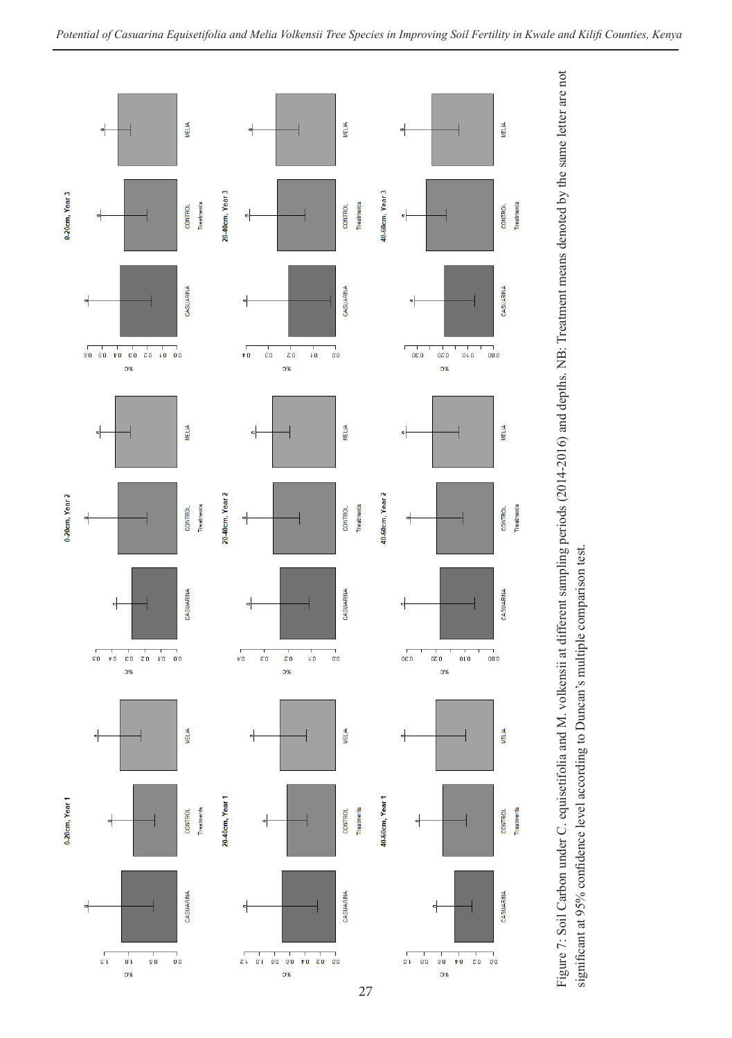0-20cm, Year 1

%C

1.5
1.0
0.5
0.0

a a a

CASUARINA CONTROL MELIA

Treatments

20-40cm, Year 1

%C

1.2
1.0
0.8
0.6
0.4
0.2
0.0

a a a

CASUARINA CONTROL MELIA

Treatments

40-60cm, Year 1

%C

1.0
0.8
0.6
0.4
0.2
0.0

a a a

CASUARINA CONTROL MELIA

Treatments

0-20cm, Year 2

%C

0.5
0.4
0.3
0.2
0.1
0.0

a a a

CASUARINA CONTROL MELIA

Treatments

20-40cm, Year 2

%C

0.4
0.3
0.2
0.1
0.0

a a a

CASUARINA CONTROL MELIA

Treatments

40-60cm, Year 2

%C

0.30
0.20
0.10
0.00

a a a

CASUARINA CONTROL MELIA

Treatments

0-20cm, Year 3

%C

0.6
0.5
0.4
0.3
0.2
0.1
0.0

a a a

CASUARINA CONTROL MELIA

Treatments

20-40cm, Year 3

%C

0.4
0.3
0.2
0.1
0.0

a a a

CASUARINA CONTROL MELIA

Treatments

40-60cm, Year 3

%C

0.30
0.20
0.10
0.00

a a a

CASUARINA CONTROL MELIA

Treatments

Figure 7: Soil Carbon under C. equisetifolia and M. volkensii at different sampling periods (2014-2016) and depths. NB: Treatment means denoted by the same letter are not significant at 95% confidence level according to Duncan's multiple comparison test.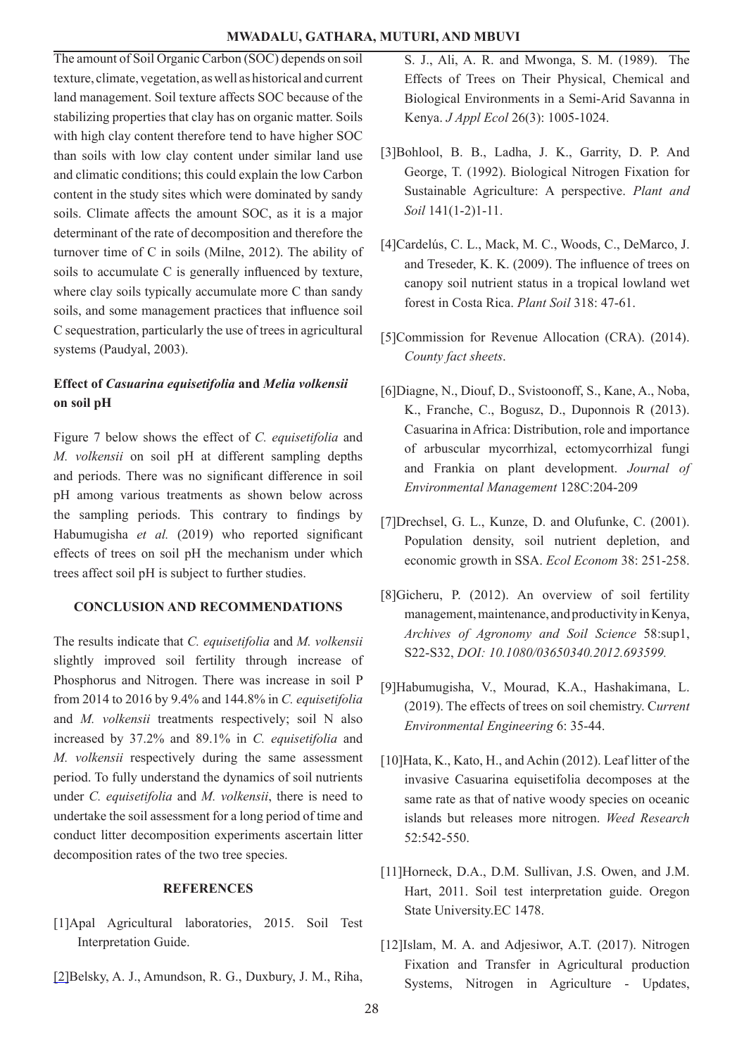The amount of Soil Organic Carbon (SOC) depends on soil texture, climate, vegetation, as well as historical and current land management. Soil texture affects SOC because of the stabilizing properties that clay has on organic matter. Soils with high clay content therefore tend to have higher SOC than soils with low clay content under similar land use and climatic conditions; this could explain the low Carbon content in the study sites which were dominated by sandy soils. Climate affects the amount SOC, as it is a major determinant of the rate of decomposition and therefore the turnover time of C in soils (Milne, 2012). The ability of soils to accumulate C is generally influenced by texture, where clay soils typically accumulate more C than sandy soils, and some management practices that influence soil C sequestration, particularly the use of trees in agricultural systems (Paudyal, 2003).

### Effect of *Casuarina equisetifolia* and *Melia volkensii* on soil pH

Figure 7 below shows the effect of *C. equisetifolia* and *M. volkensii* on soil pH at different sampling depths and periods. There was no significant difference in soil pH among various treatments as shown below across the sampling periods. This contrary to findings by Habumugisha *et al.* (2019) who reported significant effects of trees on soil pH the mechanism under which trees affect soil pH is subject to further studies.

## CONCLUSION AND RECOMMENDATIONS

The results indicate that *C. equisetifolia* and *M. volkensii* slightly improved soil fertility through increase of Phosphorus and Nitrogen. There was increase in soil P from 2014 to 2016 by 9.4% and 144.8% in *C. equisetifolia* and *M. volkensii* treatments respectively; soil N also increased by 37.2% and 89.1% in *C. equisetifolia* and *M. volkensii* respectively during the same assessment period. To fully understand the dynamics of soil nutrients under *C. equisetifolia* and *M. volkensii*, there is need to undertake the soil assessment for a long period of time and conduct litter decomposition experiments ascertain litter decomposition rates of the two tree species.

## REFERENCES

[1]Apal Agricultural laboratories, 2015. Soil Test Interpretation Guide.

[2]Belsky, A. J., Amundson, R. G., Duxbury, J. M., Riha, S. J., Ali, A. R. and Mwonga, S. M. (1989). The Effects of Trees on Their Physical, Chemical and Biological Environments in a Semi-Arid Savanna in Kenya. *J Appl Ecol* 26(3): 1005-1024.

[3]Bohlool, B. B., Ladha, J. K., Garrity, D. P. And George, T. (1992). Biological Nitrogen Fixation for Sustainable Agriculture: A perspective. *Plant and Soil* 141(1-2)1-11.

[4]Cardelús, C. L., Mack, M. C., Woods, C., DeMarco, J. and Treseder, K. K. (2009). The influence of trees on canopy soil nutrient status in a tropical lowland wet forest in Costa Rica. *Plant Soil* 318: 47-61.

[5]Commission for Revenue Allocation (CRA). (2014). *County fact sheets*.

[6]Diagne, N., Diouf, D., Svistoonoff, S., Kane, A., Noba, K., Franche, C., Bogusz, D., Duponnois R (2013). Casuarina in Africa: Distribution, role and importance of arbuscular mycorrhizal, ectomycorrhizal fungi and Frankia on plant development. *Journal of Environmental Management* 128C:204-209

[7]Drechsel, G. L., Kunze, D. and Olufunke, C. (2001). Population density, soil nutrient depletion, and economic growth in SSA. *Ecol Econom* 38: 251-258.

[8]Gicheru, P. (2012). An overview of soil fertility management, maintenance, and productivity in Kenya, *Archives of Agronomy and Soil Science* 58:sup1, S22-S32, *DOI: 10.1080/03650340.2012.693599.*

[9]Habumugisha, V., Mourad, K.A., Hashakimana, L. (2019). The effects of trees on soil chemistry. *Current Environmental Engineering* 6: 35-44.

[10]Hata, K., Kato, H., and Achin (2012). Leaf litter of the invasive Casuarina equisetifolia decomposes at the same rate as that of native woody species on oceanic islands but releases more nitrogen. *Weed Research* 52:542-550.

[11]Horneck, D.A., D.M. Sullivan, J.S. Owen, and J.M. Hart, 2011. Soil test interpretation guide. Oregon State University.EC 1478.

[12]Islam, M. A. and Adjesiwor, A.T. (2017). Nitrogen Fixation and Transfer in Agricultural production Systems, Nitrogen in Agriculture - Updates,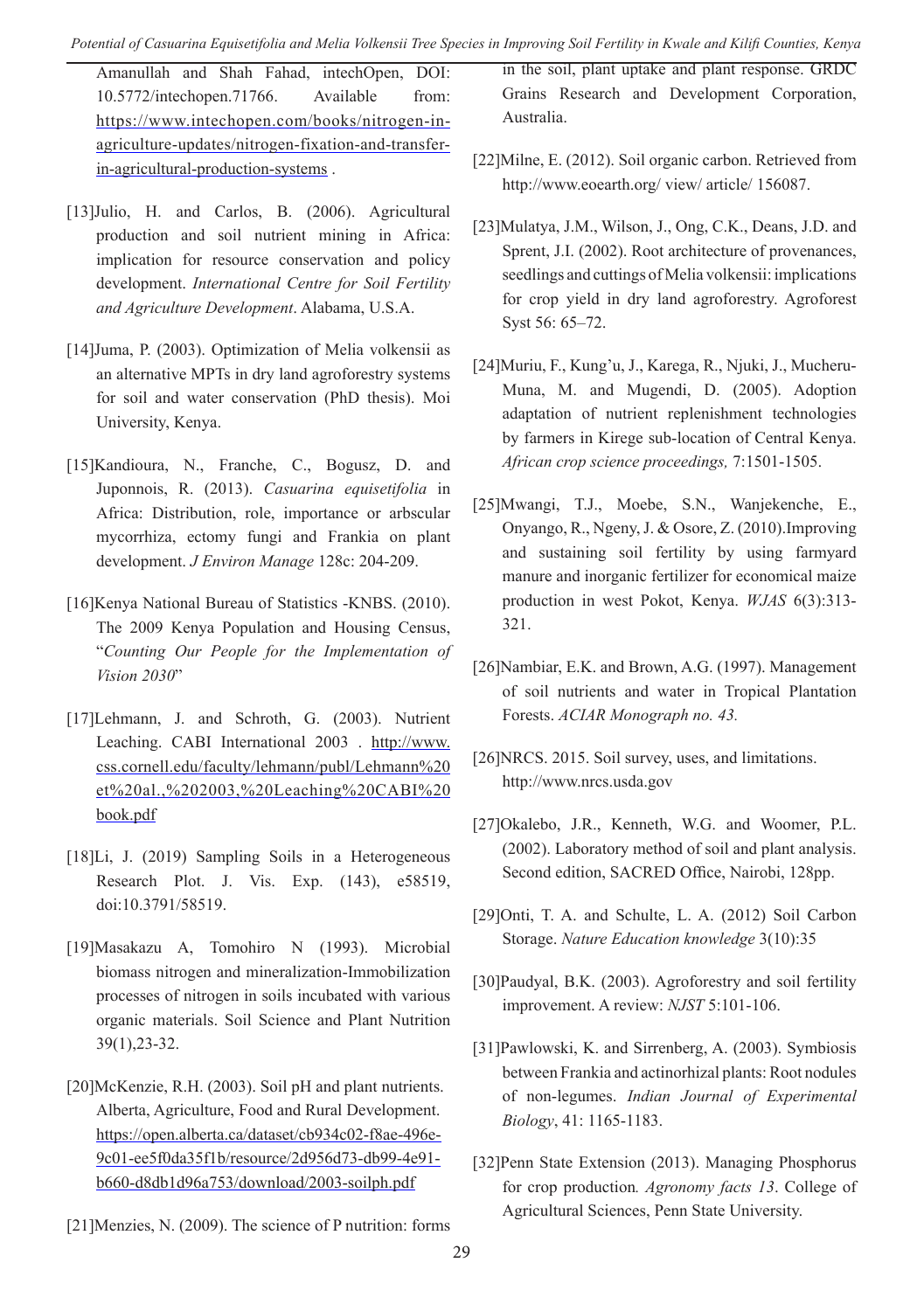Amanullah and Shah Fahad, intechOpen, DOI: 10.5772/intechopen.71766. Available from: https://www.intechopen.com/books/nitrogen-in-agriculture-updates/nitrogen-fixation-and-transfer-in-agricultural-production-systems .

[13]Julio, H. and Carlos, B. (2006). Agricultural production and soil nutrient mining in Africa: implication for resource conservation and policy development. *International Centre for Soil Fertility and Agriculture Development*. Alabama, U.S.A.

[14]Juma, P. (2003). Optimization of Melia volkensii as an alternative MPTs in dry land agroforestry systems for soil and water conservation (PhD thesis). Moi University, Kenya.

[15]Kandioura, N., Franche, C., Bogusz, D. and Juponnois, R. (2013). *Casuarina equisetifolia* in Africa: Distribution, role, importance or arbscular mycorrhiza, ectomy fungi and Frankia on plant development. *J Environ Manage* 128c: 204-209.

[16]Kenya National Bureau of Statistics -KNBS. (2010). The 2009 Kenya Population and Housing Census, "*Counting Our People for the Implementation of Vision 2030*"

[17]Lehmann, J. and Schroth, G. (2003). Nutrient Leaching. CABI International 2003 . http://www.css.cornell.edu/faculty/lehmann/publ/Lehmann%20et%20al.,%202003,%20Leaching%20CABI%20book.pdf

[18]Li, J. (2019) Sampling Soils in a Heterogeneous Research Plot. J. Vis. Exp. (143), e58519, doi:10.3791/58519.

[19]Masakazu A, Tomohiro N (1993). Microbial biomass nitrogen and mineralization-Immobilization processes of nitrogen in soils incubated with various organic materials. Soil Science and Plant Nutrition 39(1),23-32.

[20]McKenzie, R.H. (2003). Soil pH and plant nutrients. Alberta, Agriculture, Food and Rural Development. https://open.alberta.ca/dataset/cb934c02-f8ae-496e-9c01-ee5f0da35f1b/resource/2d956d73-db99-4e91-b660-d8db1d96a753/download/2003-soilph.pdf

[21]Menzies, N. (2009). The science of P nutrition: forms in the soil, plant uptake and plant response. GRDC Grains Research and Development Corporation, Australia.

[22]Milne, E. (2012). Soil organic carbon. Retrieved from http://www.eoearth.org/ view/ article/ 156087.

[23]Mulatya, J.M., Wilson, J., Ong, C.K., Deans, J.D. and Sprent, J.I. (2002). Root architecture of provenances, seedlings and cuttings of Melia volkensii: implications for crop yield in dry land agroforestry. Agroforest Syst 56: 65–72.

[24]Muriu, F., Kung'u, J., Karega, R., Njuki, J., Mucheru-Muna, M. and Mugendi, D. (2005). Adoption adaptation of nutrient replenishment technologies by farmers in Kirege sub-location of Central Kenya. *African crop science proceedings,* 7:1501-1505.

[25]Mwangi, T.J., Moebe, S.N., Wanjekenche, E., Onyango, R., Ngeny, J. & Osore, Z. (2010).Improving and sustaining soil fertility by using farmyard manure and inorganic fertilizer for economical maize production in west Pokot, Kenya. *WJAS* 6(3):313-321.

[26]Nambiar, E.K. and Brown, A.G. (1997). Management of soil nutrients and water in Tropical Plantation Forests. *ACIAR Monograph no. 43.*

[26]NRCS. 2015. Soil survey, uses, and limitations. http://www.nrcs.usda.gov

[27]Okalebo, J.R., Kenneth, W.G. and Woomer, P.L. (2002). Laboratory method of soil and plant analysis. Second edition, SACRED Office, Nairobi, 128pp.

[29]Onti, T. A. and Schulte, L. A. (2012) Soil Carbon Storage. *Nature Education knowledge* 3(10):35

[30]Paudyal, B.K. (2003). Agroforestry and soil fertility improvement. A review: *NJST* 5:101-106.

[31]Pawlowski, K. and Sirrenberg, A. (2003). Symbiosis between Frankia and actinorhizal plants: Root nodules of non-legumes. *Indian Journal of Experimental Biology*, 41: 1165-1183.

[32]Penn State Extension (2013). Managing Phosphorus for crop production*. Agronomy facts 13*. College of Agricultural Sciences, Penn State University.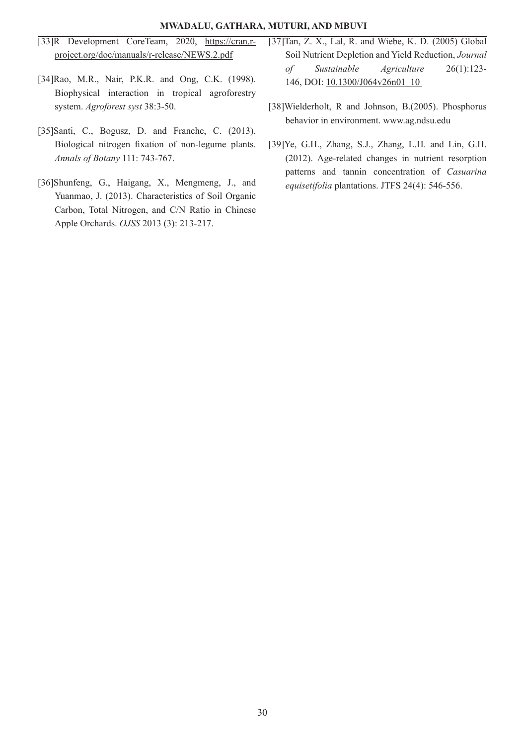[33]R Development CoreTeam, 2020, https://cran.r-project.org/doc/manuals/r-release/NEWS.2.pdf

[34]Rao, M.R., Nair, P.K.R. and Ong, C.K. (1998). Biophysical interaction in tropical agroforestry system. *Agroforest syst* 38:3-50.

[35]Santi, C., Bogusz, D. and Franche, C. (2013). Biological nitrogen fixation of non-legume plants. *Annals of Botany* 111: 743-767.

[36]Shunfeng, G., Haigang, X., Mengmeng, J., and Yuanmao, J. (2013). Characteristics of Soil Organic Carbon, Total Nitrogen, and C/N Ratio in Chinese Apple Orchards. *OJSS* 2013 (3): 213-217.

[37]Tan, Z. X., Lal, R. and Wiebe, K. D. (2005) Global Soil Nutrient Depletion and Yield Reduction, *Journal of Sustainable Agriculture* 26(1):123-146, DOI: 10.1300/J064v26n01_10

[38]Wielderholt, R and Johnson, B.(2005). Phosphorus behavior in environment. www.ag.ndsu.edu

[39]Ye, G.H., Zhang, S.J., Zhang, L.H. and Lin, G.H. (2012). Age-related changes in nutrient resorption patterns and tannin concentration of *Casuarina equisetifolia* plantations. JTFS 24(4): 546-556.